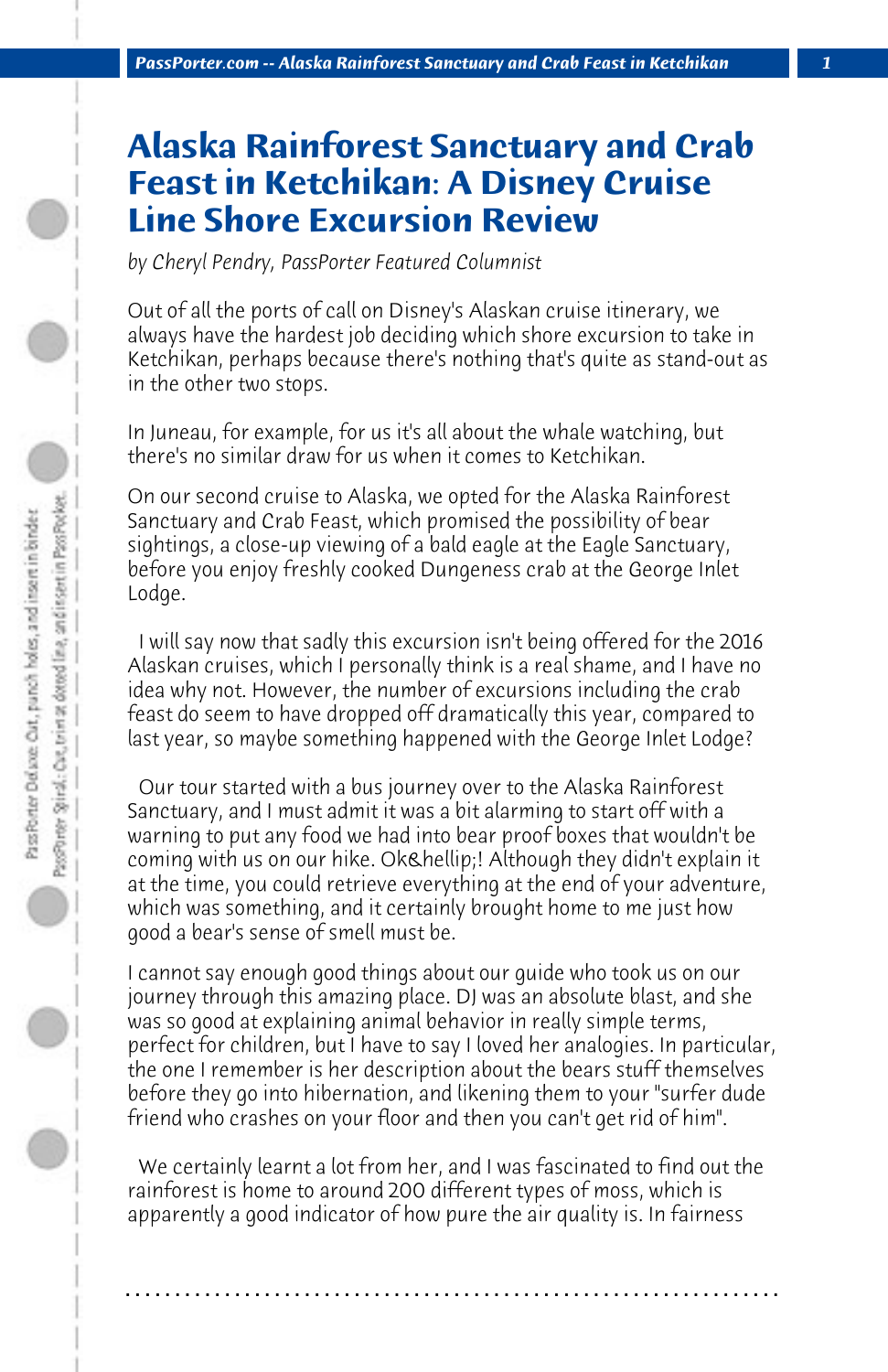# Alaska Rainforest Sanctuary and Crab Feast in Ketchikan: A Disney Cruise Line Shore Excursion Review

*by Cheryl Pendry, PassPorter Featured Columnist*

Out of all the ports of call on Disney's Alaskan cruise itinerary, we always have the hardest job deciding which shore excursion to take in Ketchikan, perhaps because there's nothing that's quite as stand-out as in the other two stops.

In Juneau, for example, for us it's all about the whale watching, but there's no similar draw for us when it comes to Ketchikan.

On our second cruise to Alaska, we opted for the Alaska Rainforest Sanctuary and Crab Feast, which promised the possibility of bear sightings, a close-up viewing of a bald eagle at the Eagle Sanctuary, before you enjoy freshly cooked Dungeness crab at the George Inlet Lodge.

I will say now that sadly this excursion isn't being offered for the 2016 Alaskan cruises, which I personally think is a real shame, and I have no idea why not. However, the number of excursions including the crab feast do seem to have dropped off dramatically this year, compared to last year, so maybe something happened with the George Inlet Lodge?

Our tour started with a bus journey over to the Alaska Rainforest Sanctuary, and I must admit it was a bit alarming to start off with a warning to put any food we had into bear proof boxes that wouldn't be coming with us on our hike. Ok&hellip;! Although they didn't explain it at the time, you could retrieve everything at the end of your adventure, which was something, and it certainly brought home to me just how good a bear's sense of smell must be.

I cannot say enough good things about our guide who took us on our journey through this amazing place. DJ was an absolute blast, and she was so good at explaining animal behavior in really simple terms, perfect for children, but I have to say I loved her analogies. In particular, the one I remember is her description about the bears stuff themselves before they go into hibernation, and likening them to your "surfer dude friend who crashes on your floor and then you can't get rid of him".

We certainly learnt a lot from her, and I was fascinated to find out the rainforest is home to around 200 different types of moss, which is apparently a good indicator of how pure the air quality is. In fairness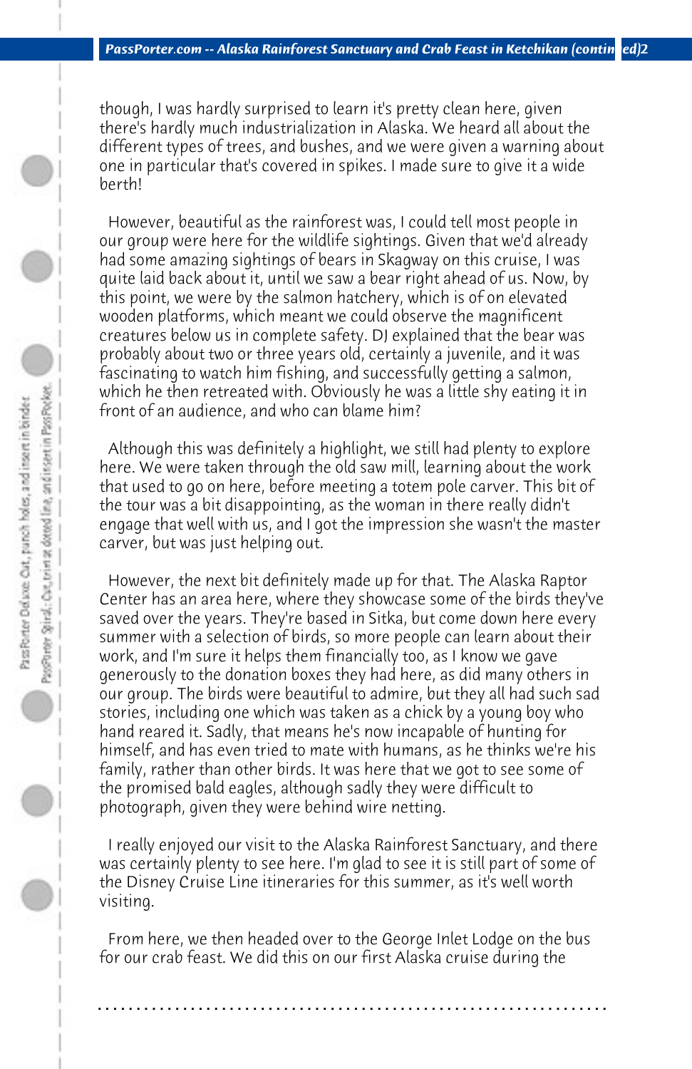though, I was hardly surprised to learn it's pretty clean here, given there's hardly much industrialization in Alaska. We heard all about the different types of trees, and bushes, and we were given a warning about one in particular that's covered in spikes. I made sure to give it a wide berth!

However, beautiful as the rainforest was, I could tell most people in our group were here for the wildlife sightings. Given that we'd already had some amazing sightings of bears in Skagway on this cruise, I was quite laid back about it, until we saw a bear right ahead of us. Now, by this point, we were by the salmon hatchery, which is of on elevated wooden platforms, which meant we could observe the magnificent creatures below us in complete safety. DJ explained that the bear was probably about two or three years old, certainly a juvenile, and it was fascinating to watch him fishing, and successfully getting a salmon, which he then retreated with. Obviously he was a little shy eating it in front of an audience, and who can blame him?

Although this was definitely a highlight, we still had plenty to explore here. We were taken through the old saw mill, learning about the work that used to go on here, before meeting a totem pole carver. This bit of the tour was a bit disappointing, as the woman in there really didn't engage that well with us, and I got the impression she wasn't the master carver, but was just helping out.

However, the next bit definitely made up for that. The Alaska Raptor Center has an area here, where they showcase some of the birds they've saved over the years. They're based in Sitka, but come down here every summer with a selection of birds, so more people can learn about their work, and I'm sure it helps them financially too, as I know we gave generously to the donation boxes they had here, as did many others in our group. The birds were beautiful to admire, but they all had such sad stories, including one which was taken as a chick by a young boy who hand reared it. Sadly, that means he's now incapable of hunting for himself, and has even tried to mate with humans, as he thinks we're his family, rather than other birds. It was here that we got to see some of the promised bald eagles, although sadly they were difficult to photograph, given they were behind wire netting.

I really enjoyed our visit to the Alaska Rainforest Sanctuary, and there was certainly plenty to see here. I'm glad to see it is still part of some of the Disney Cruise Line itineraries for this summer, as it's well worth visiting.

From here, we then headed over to the George Inlet Lodge on the bus for our crab feast. We did this on our first Alaska cruise during the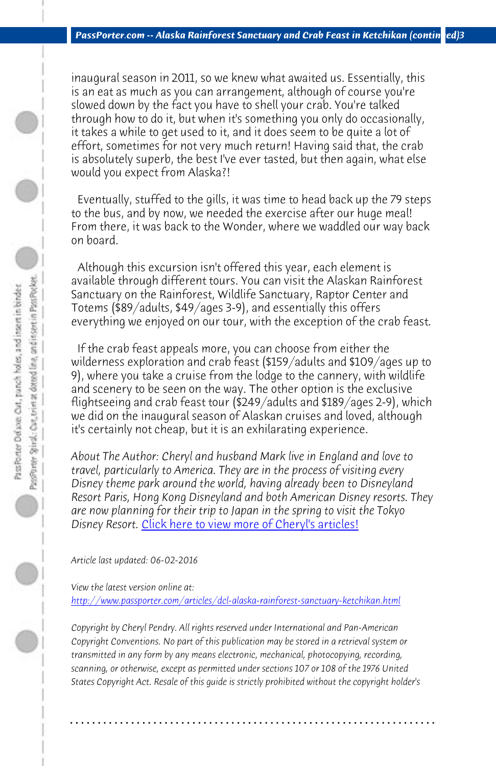inaugural season in 2011, so we knew what awaited us. Essentially, this is an eat as much as you can arrangement, although of course you're slowed down by the fact you have to shell your crab. You're talked through how to do it, but when it's something you only do occasionally, it takes a while to get used to it, and it does seem to be quite a lot of effort, sometimes for not very much return! Having said that, the crab is absolutely superb, the best I've ever tasted, but then again, what else would you expect from Alaska?!

Eventually, stuffed to the gills, it was time to head back up the 79 steps to the bus, and by now, we needed the exercise after our huge meal! From there, it was back to the Wonder, where we waddled our way back on board.

Although this excursion isn't offered this year, each element is available through different tours. You can visit the Alaskan Rainforest Sanctuary on the Rainforest, Wildlife Sanctuary, Raptor Center and Totems ($89/adults, $49/ages 3-9), and essentially this offers everything we enjoyed on our tour, with the exception of the crab feast.

If the crab feast appeals more, you can choose from either the wilderness exploration and crab feast ($159/adults and $109/ages up to 9), where you take a cruise from the lodge to the cannery, with wildlife and scenery to be seen on the way. The other option is the exclusive flightseeing and crab feast tour ($249/adults and $189/ages 2-9), which we did on the inaugural season of Alaskan cruises and loved, although it's certainly not cheap, but it is an exhilarating experience.

*About The Author: Cheryl and husband Mark live in England and love to travel, particularly to America. They are in the process of visiting every Disney theme park around the world, having already been to Disneyland Resort Paris, Hong Kong Disneyland and both American Disney resorts. They are now planning for their trip to Japan in the spring to visit the Tokyo Disney Resort.* [Click here to view more of Cheryl's articles!]

*Article last updated: 06-02-2016*

*View the latest version online at:*
*http://www.passporter.com/articles/dcl-alaska-rainforest-sanctuary-ketchikan.html*

*Copyright by Cheryl Pendry. All rights reserved under International and Pan-American Copyright Conventions. No part of this publication may be stored in a retrieval system or transmitted in any form by any means electronic, mechanical, photocopying, recording, scanning, or otherwise, except as permitted under sections 107 or 108 of the 1976 United States Copyright Act. Resale of this guide is strictly prohibited without the copyright holder's*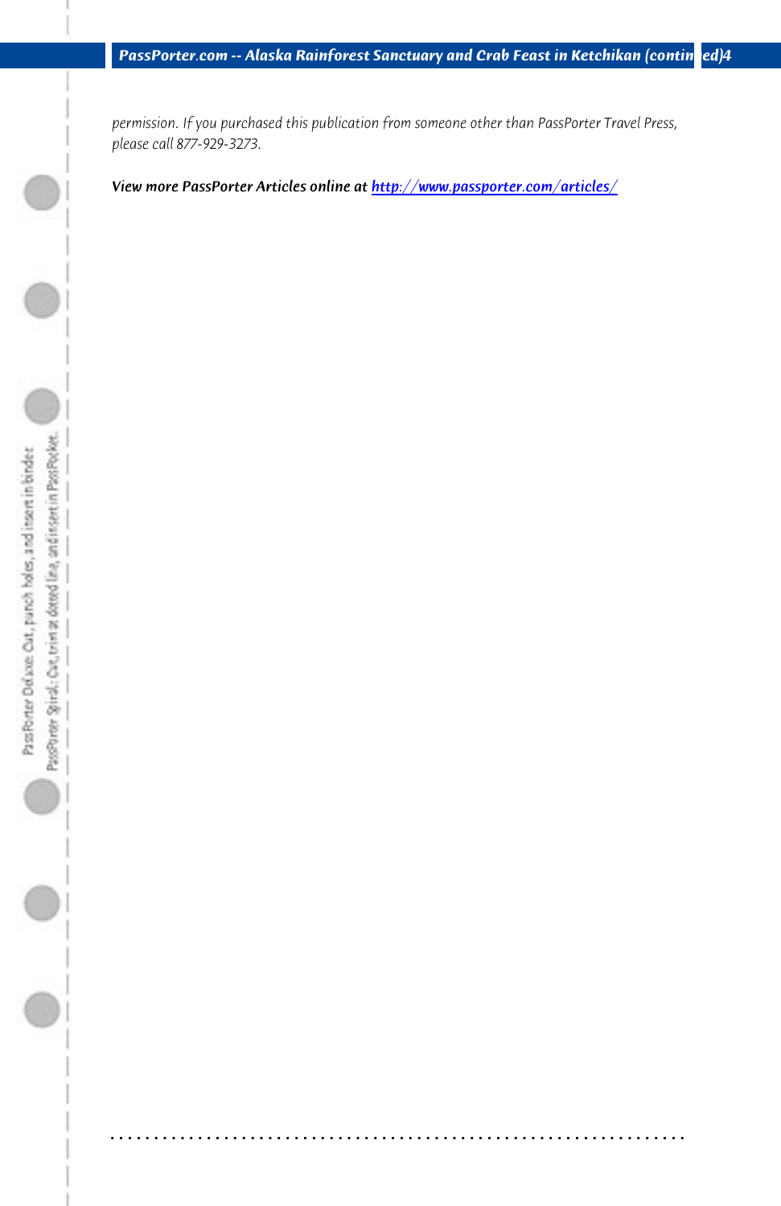*permission. If you purchased this publication from someone other than PassPorter Travel Press, please call 877-929-3273.*

***View more PassPorter Articles online at [http://www.passporter.com/articles/](http://www.passporter.com/articles/)***